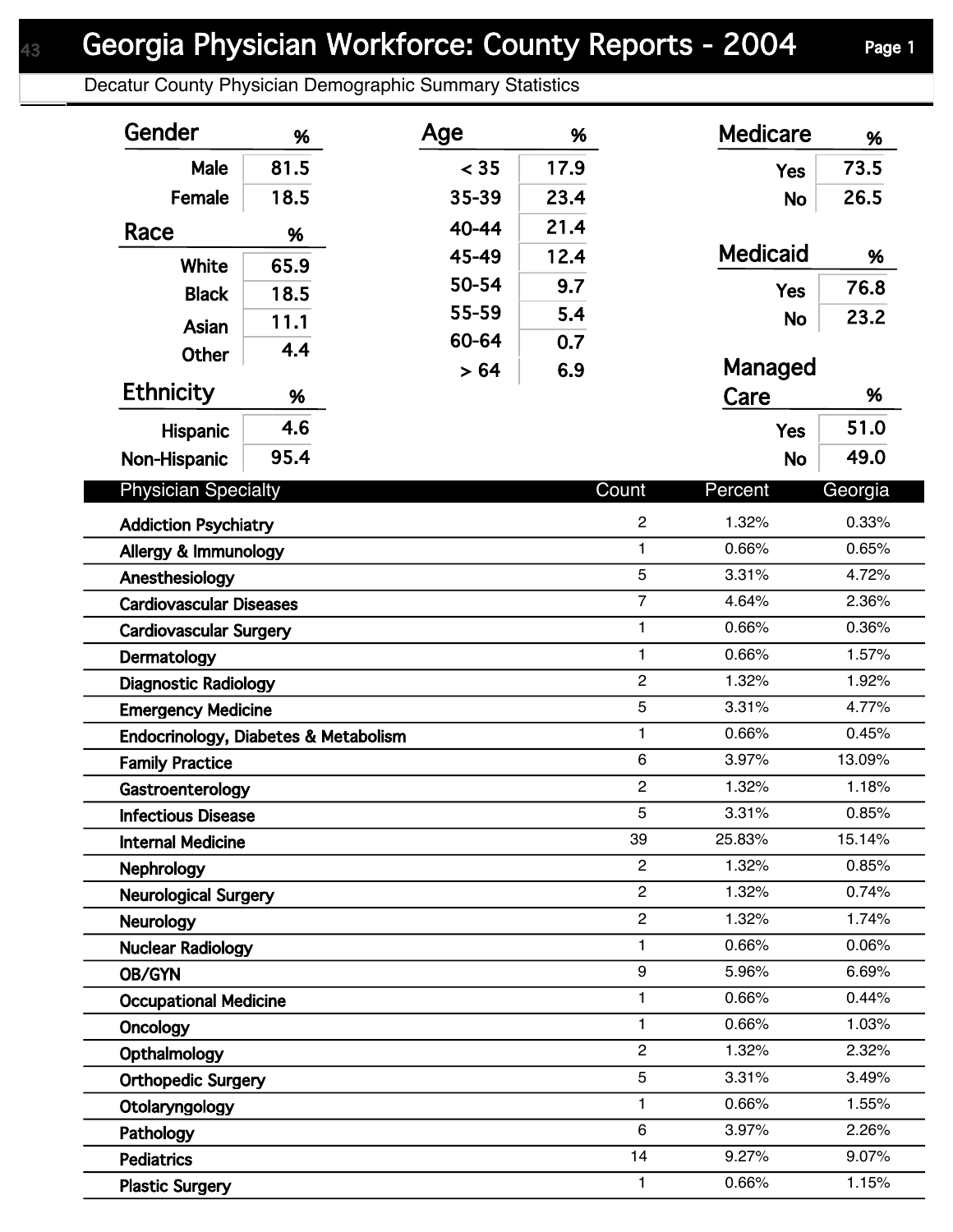# Georgia Physician Workforce: County Reports - 2004

## Decatur County Physician Demographic Summary Statistics

### Gender

| Gender | % |
|---|---|
| Male | 81.5 |
| Female | 18.5 |

### Race

| Race | % |
|---|---|
| White | 65.9 |
| Black | 18.5 |
| Asian | 11.1 |
| Other | 4.4 |

### Ethnicity

| Ethnicity | % |
|---|---|
| Hispanic | 4.6 |
| Non-Hispanic | 95.4 |

### Age

| Age | % |
|---|---|
| < 35 | 17.9 |
| 35-39 | 23.4 |
| 40-44 | 21.4 |
| 45-49 | 12.4 |
| 50-54 | 9.7 |
| 55-59 | 5.4 |
| 60-64 | 0.7 |
| > 64 | 6.9 |

### Medicare

| Medicare | % |
|---|---|
| Yes | 73.5 |
| No | 26.5 |

### Medicaid

| Medicaid | % |
|---|---|
| Yes | 76.8 |
| No | 23.2 |

### Managed Care

| Managed Care | % |
|---|---|
| Yes | 51.0 |
| No | 49.0 |

| Physician Specialty | Count | Percent | Georgia |
|---|---|---|---|
| Addiction Psychiatry | 2 | 1.32% | 0.33% |
| Allergy & Immunology | 1 | 0.66% | 0.65% |
| Anesthesiology | 5 | 3.31% | 4.72% |
| Cardiovascular Diseases | 7 | 4.64% | 2.36% |
| Cardiovascular Surgery | 1 | 0.66% | 0.36% |
| Dermatology | 1 | 0.66% | 1.57% |
| Diagnostic Radiology | 2 | 1.32% | 1.92% |
| Emergency Medicine | 5 | 3.31% | 4.77% |
| Endocrinology, Diabetes & Metabolism | 1 | 0.66% | 0.45% |
| Family Practice | 6 | 3.97% | 13.09% |
| Gastroenterology | 2 | 1.32% | 1.18% |
| Infectious Disease | 5 | 3.31% | 0.85% |
| Internal Medicine | 39 | 25.83% | 15.14% |
| Nephrology | 2 | 1.32% | 0.85% |
| Neurological Surgery | 2 | 1.32% | 0.74% |
| Neurology | 2 | 1.32% | 1.74% |
| Nuclear Radiology | 1 | 0.66% | 0.06% |
| OB/GYN | 9 | 5.96% | 6.69% |
| Occupational Medicine | 1 | 0.66% | 0.44% |
| Oncology | 1 | 0.66% | 1.03% |
| Opthalmology | 2 | 1.32% | 2.32% |
| Orthopedic Surgery | 5 | 3.31% | 3.49% |
| Otolaryngology | 1 | 0.66% | 1.55% |
| Pathology | 6 | 3.97% | 2.26% |
| Pediatrics | 14 | 9.27% | 9.07% |
| Plastic Surgery | 1 | 0.66% | 1.15% |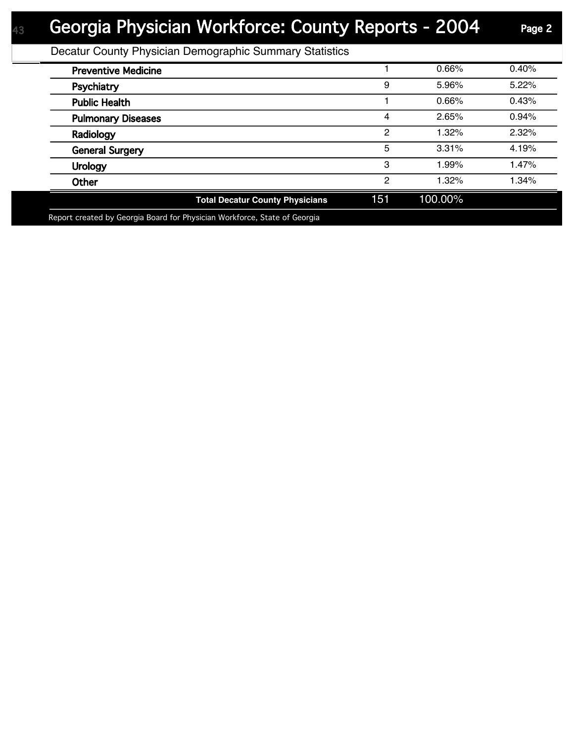## Decatur County Physician Demographic Summary Statistics

| | | | |
|---|---|---|---|
| **Preventive Medicine** | 1 | 0.66% | 0.40% |
| **Psychiatry** | 9 | 5.96% | 5.22% |
| **Public Health** | 1 | 0.66% | 0.43% |
| **Pulmonary Diseases** | 4 | 2.65% | 0.94% |
| **Radiology** | 2 | 1.32% | 2.32% |
| **General Surgery** | 5 | 3.31% | 4.19% |
| **Urology** | 3 | 1.99% | 1.47% |
| **Other** | 2 | 1.32% | 1.34% |
| **Total Decatur County Physicians** | 151 | 100.00% | |

Report created by Georgia Board for Physician Workforce, State of Georgia